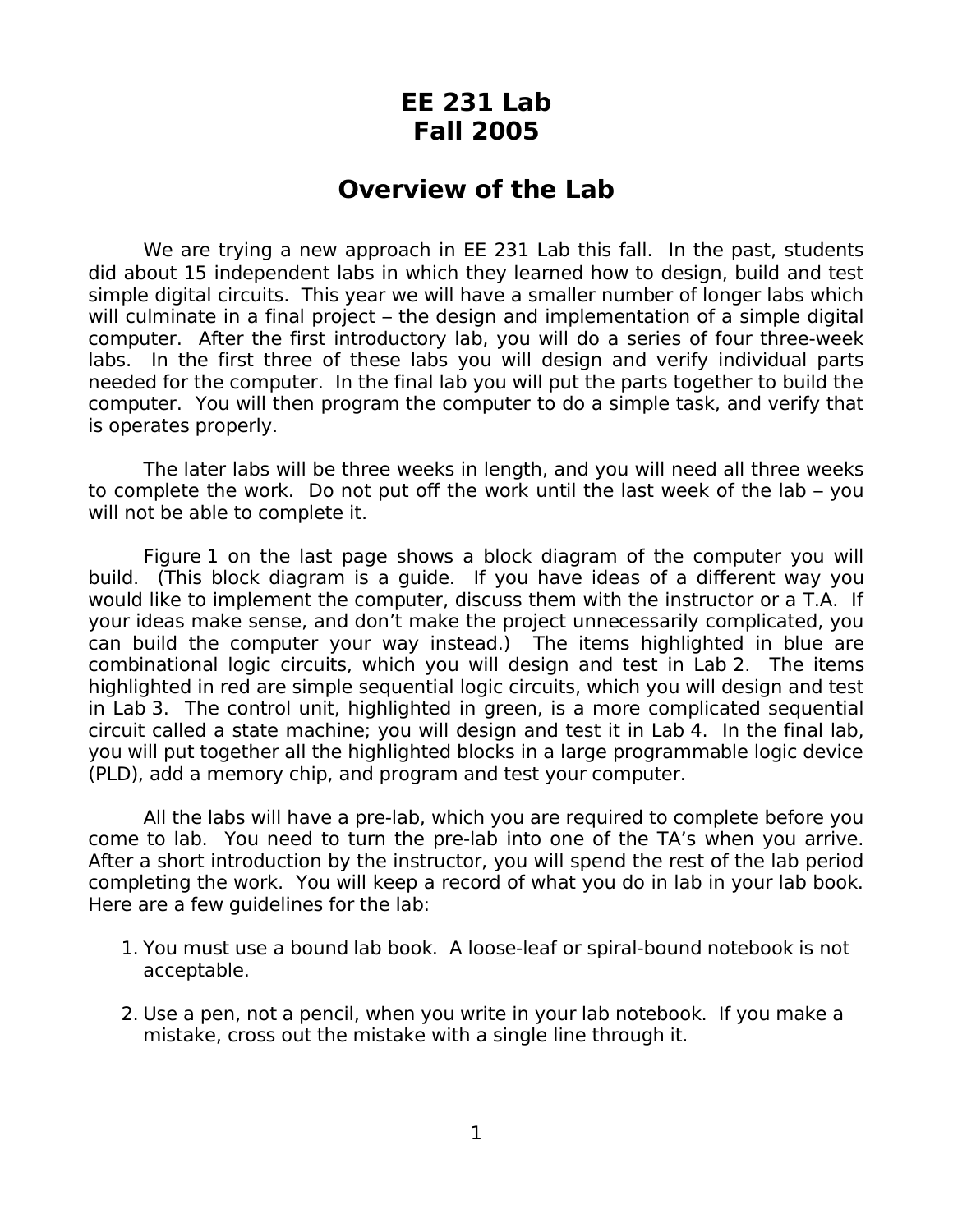# EE 231 Lab
# Fall 2005

## Overview of the Lab

We are trying a new approach in EE 231 Lab this fall. In the past, students did about 15 independent labs in which they learned how to design, build and test simple digital circuits. This year we will have a smaller number of longer labs which will culminate in a final project – the design and implementation of a simple digital computer. After the first introductory lab, you will do a series of four three-week labs. In the first three of these labs you will design and verify individual parts needed for the computer. In the final lab you will put the parts together to build the computer. You will then program the computer to do a simple task, and verify that is operates properly.

The later labs will be three weeks in length, and you will need all three weeks to complete the work. Do not put off the work until the last week of the lab – you will not be able to complete it.

Figure 1 on the last page shows a block diagram of the computer you will build. (This block diagram is a guide. If you have ideas of a different way you would like to implement the computer, discuss them with the instructor or a T.A. If your ideas make sense, and don't make the project unnecessarily complicated, you can build the computer your way instead.) The items highlighted in blue are combinational logic circuits, which you will design and test in Lab 2. The items highlighted in red are simple sequential logic circuits, which you will design and test in Lab 3. The control unit, highlighted in green, is a more complicated sequential circuit called a state machine; you will design and test it in Lab 4. In the final lab, you will put together all the highlighted blocks in a large programmable logic device (PLD), add a memory chip, and program and test your computer.

All the labs will have a pre-lab, which you are required to complete before you come to lab. You need to turn the pre-lab into one of the TA's when you arrive. After a short introduction by the instructor, you will spend the rest of the lab period completing the work. You will keep a record of what you do in lab in your lab book. Here are a few guidelines for the lab:

1. You must use a bound lab book. A loose-leaf or spiral-bound notebook is not acceptable.

2. Use a pen, not a pencil, when you write in your lab notebook. If you make a mistake, cross out the mistake with a single line through it.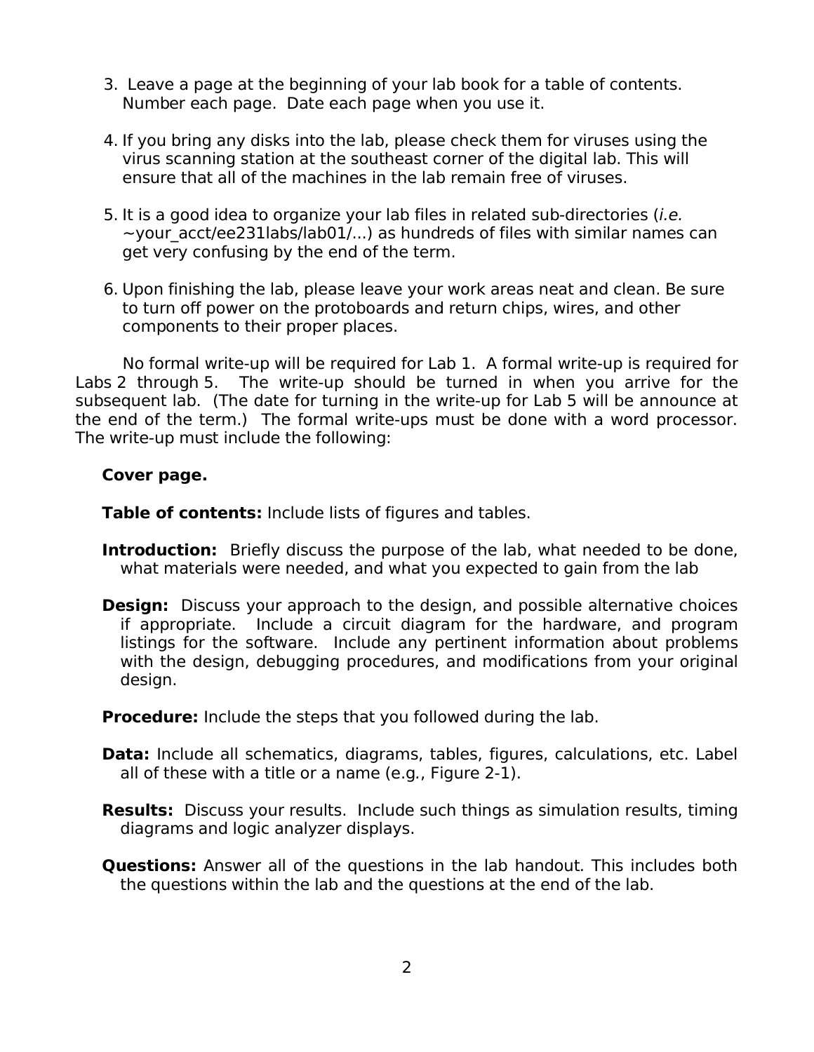3. Leave a page at the beginning of your lab book for a table of contents. Number each page. Date each page when you use it.

4. If you bring any disks into the lab, please check them for viruses using the virus scanning station at the southeast corner of the digital lab. This will ensure that all of the machines in the lab remain free of viruses.

5. It is a good idea to organize your lab files in related sub-directories (*i.e.* ~your_acct/ee231labs/lab01/...) as hundreds of files with similar names can get very confusing by the end of the term.

6. Upon finishing the lab, please leave your work areas neat and clean. Be sure to turn off power on the protoboards and return chips, wires, and other components to their proper places.

No formal write-up will be required for Lab 1. A formal write-up is required for Labs 2 through 5. The write-up should be turned in when you arrive for the subsequent lab. (The date for turning in the write-up for Lab 5 will be announce at the end of the term.) The formal write-ups must be done with a word processor. The write-up must include the following:

**Cover page.**

**Table of contents:** Include lists of figures and tables.

**Introduction:** Briefly discuss the purpose of the lab, what needed to be done, what materials were needed, and what you expected to gain from the lab

**Design:** Discuss your approach to the design, and possible alternative choices if appropriate. Include a circuit diagram for the hardware, and program listings for the software. Include any pertinent information about problems with the design, debugging procedures, and modifications from your original design.

**Procedure:** Include the steps that you followed during the lab.

**Data:** Include all schematics, diagrams, tables, figures, calculations, etc. Label all of these with a title or a name (e.g., Figure 2-1).

**Results:** Discuss your results. Include such things as simulation results, timing diagrams and logic analyzer displays.

**Questions:** Answer all of the questions in the lab handout. This includes both the questions within the lab and the questions at the end of the lab.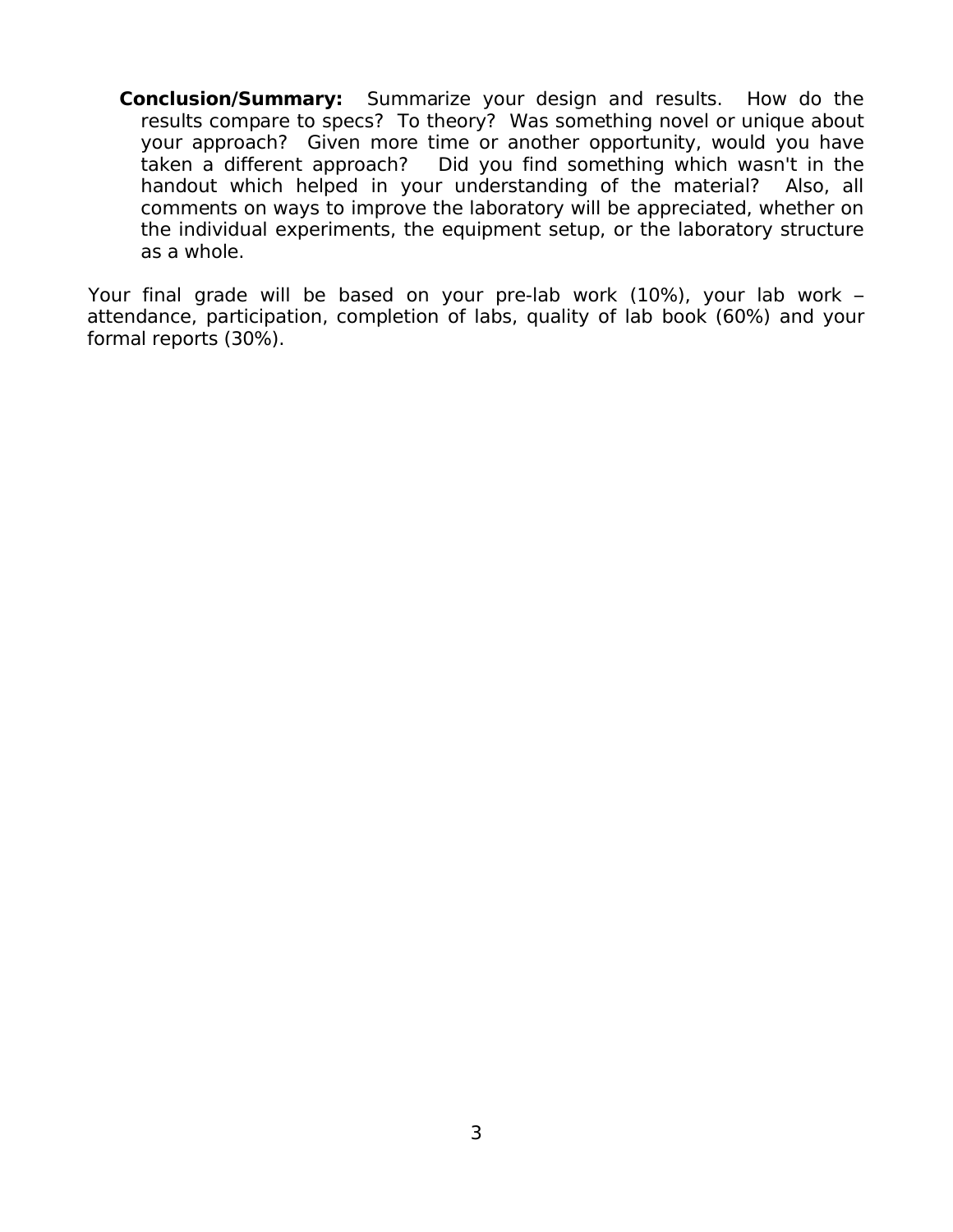**Conclusion/Summary:** Summarize your design and results. How do the results compare to specs? To theory? Was something novel or unique about your approach? Given more time or another opportunity, would you have taken a different approach? Did you find something which wasn't in the handout which helped in your understanding of the material? Also, all comments on ways to improve the laboratory will be appreciated, whether on the individual experiments, the equipment setup, or the laboratory structure as a whole.

Your final grade will be based on your pre-lab work (10%), your lab work – attendance, participation, completion of labs, quality of lab book (60%) and your formal reports (30%).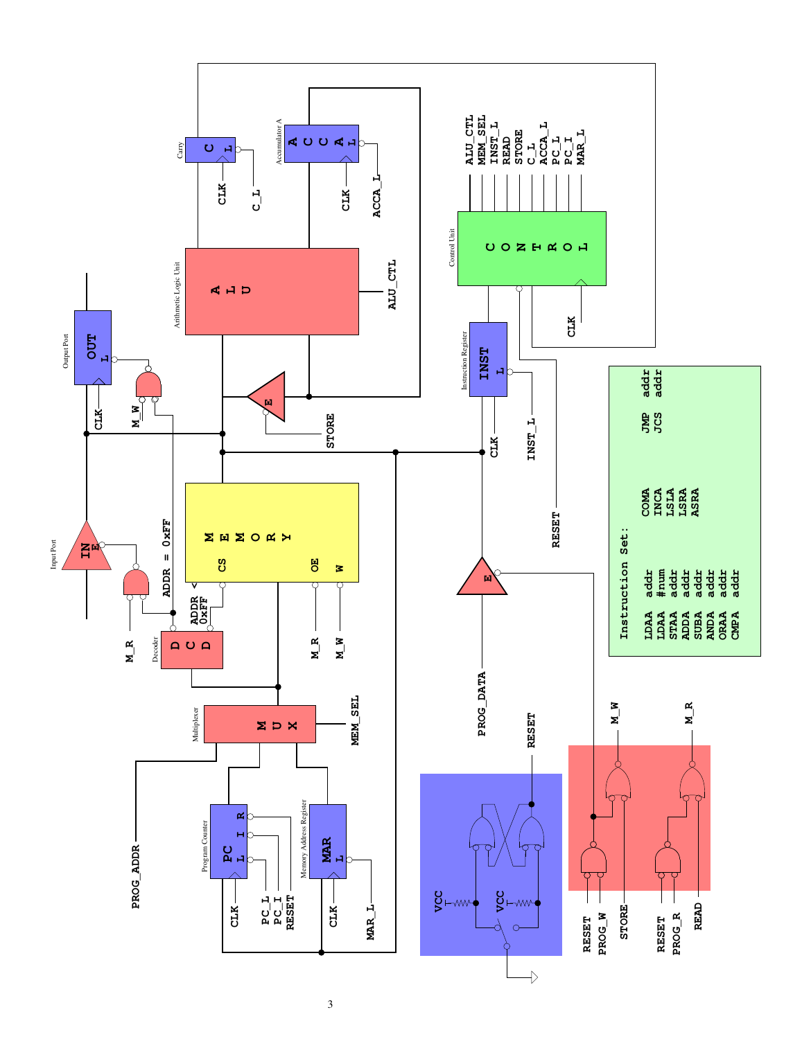Instruction Set:

```
LDAA  addr      COMA      JMP  addr
LDAA  #num      INCA      JCS  addr
STAA  addr      LSLA
ADDA  addr      LSRA
SUBA  addr      ASRA
ANDA  addr
ORAA  addr
CMPA  addr
```

Carry

C

L

CLK

C_L

Accumulator A

ACCA

L

CLK

ACCA_L

Arithmetic Logic Unit

ALU

ALU_CTL

Control Unit

CONTROL

CLK

ALU_CTL

MEM_SEL

INST_L

READ

STORE

C_L

ACCA_L

PC_L

PC_I

MAR_L

Output Port

OUT

L

CLK

M_W

E

STORE

Instruction Register

INST

L

CLK

INST_L

RESET

Input Port

IN

E

M_R

ADDR = 0xFF

MEMORY

CS

OE

W

ADDR < 0xFF

M_R

M_W

Decoder

DCD

E

PROG_DATA

Multiplexer

MUX

MEM_SEL

PROG_ADDR

Program Counter

PC

L I R

CLK

PC_L

PC_I

RESET

Memory Address Register

MAR

L

CLK

MAR_L

RESET

VCC

VCC

M_W

M_R

RESET

PROG_W

STORE

RESET

PROG_R

READ